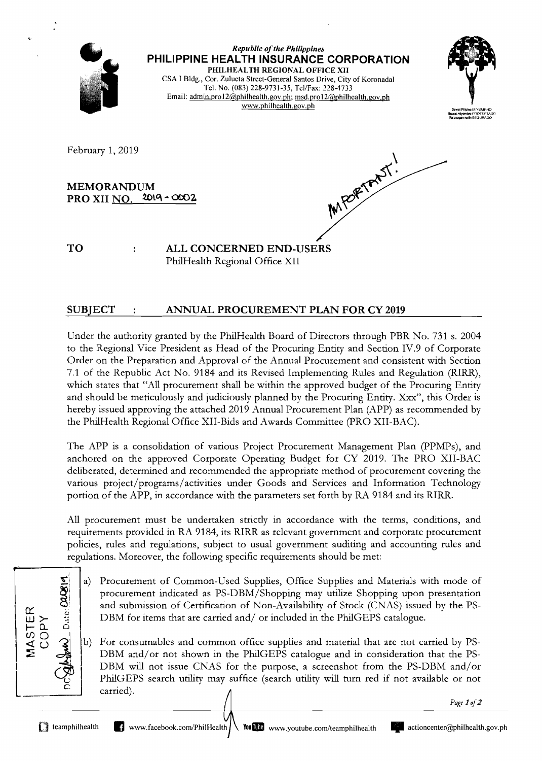*Republic of the Philippines*
**PHILIPPINE HEALTH INSURANCE CORPORATION**
**PHILHEALTH REGIONAL OFFICE XII**
CSA I Bldg., Cor. Zulueta Street-General Santos Drive, City of Koronadal
Tel. No. (083) 228-9731-35, Tel/Fax: 228-4733
Email: admin.pro12@philhealth.gov.ph; msd.pro12@philhealth.gov.ph
www.philhealth.gov.ph

February 1, 2019

**MEMORANDUM**
**PRO XII NO. 2019 - 0002**

IMPORTANT!

**TO : ALL CONCERNED END-USERS**
PhilHealth Regional Office XII

**SUBJECT : ANNUAL PROCUREMENT PLAN FOR CY 2019**

Under the authority granted by the PhilHealth Board of Directors through PBR No. 731 s. 2004 to the Regional Vice President as Head of the Procuring Entity and Section IV.9 of Corporate Order on the Preparation and Approval of the Annual Procurement and consistent with Section 7.1 of the Republic Act No. 9184 and its Revised Implementing Rules and Regulation (RIRR), which states that "All procurement shall be within the approved budget of the Procuring Entity and should be meticulously and judiciously planned by the Procuring Entity. Xxx", this Order is hereby issued approving the attached 2019 Annual Procurement Plan (APP) as recommended by the PhilHealth Regional Office XII-Bids and Awards Committee (PRO XII-BAC).

The APP is a consolidation of various Project Procurement Management Plan (PPMPs), and anchored on the approved Corporate Operating Budget for CY 2019. The PRO XII-BAC deliberated, determined and recommended the appropriate method of procurement covering the various project/programs/activities under Goods and Services and Information Technology portion of the APP, in accordance with the parameters set forth by RA 9184 and its RIRR.

All procurement must be undertaken strictly in accordance with the terms, conditions, and requirements provided in RA 9184, its RIRR as relevant government and corporate procurement policies, rules and regulations, subject to usual government auditing and accounting rules and regulations. Moreover, the following specific requirements should be met:

a) Procurement of Common-Used Supplies, Office Supplies and Materials with mode of procurement indicated as PS-DBM/Shopping may utilize Shopping upon presentation and submission of Certification of Non-Availability of Stock (CNAS) issued by the PS-DBM for items that are carried and/ or included in the PhilGEPS catalogue.

b) For consumables and common office supplies and material that are not carried by PS-DBM and/or not shown in the PhilGEPS catalogue and in consideration that the PS-DBM will not issue CNAS for the purpose, a screenshot from the PS-DBM and/or PhilGEPS search utility may suffice (search utility will turn red if not available or not carried).

MASTER COPY
DC Date: 020819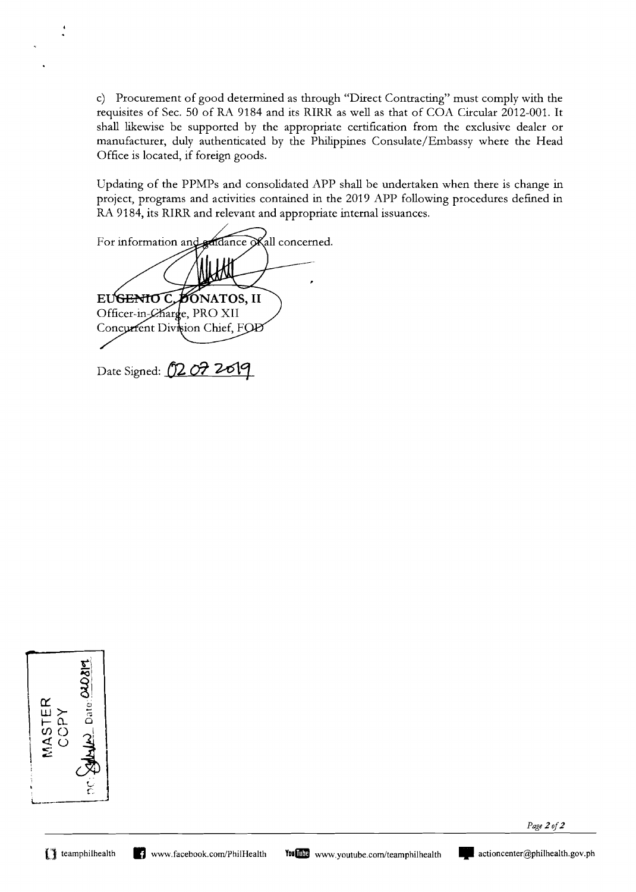c) Procurement of good determined as through "Direct Contracting" must comply with the requisites of Sec. 50 of RA 9184 and its RIRR as well as that of COA Circular 2012-001. It shall likewise be supported by the appropriate certification from the exclusive dealer or manufacturer, duly authenticated by the Philippines Consulate/Embassy where the Head Office is located, if foreign goods.

Updating of the PPMPs and consolidated APP shall be undertaken when there is change in project, programs and activities contained in the 2019 APP following procedures defined in RA 9184, its RIRR and relevant and appropriate internal issuances.

For information and guidance of all concerned.

**EUGENIO C. DONATOS, II**
Officer-in-Charge, PRO XII
Concurrent Division Chief, FOD

Date Signed: 02 07 2019

MASTER COPY
DC: Date: 020819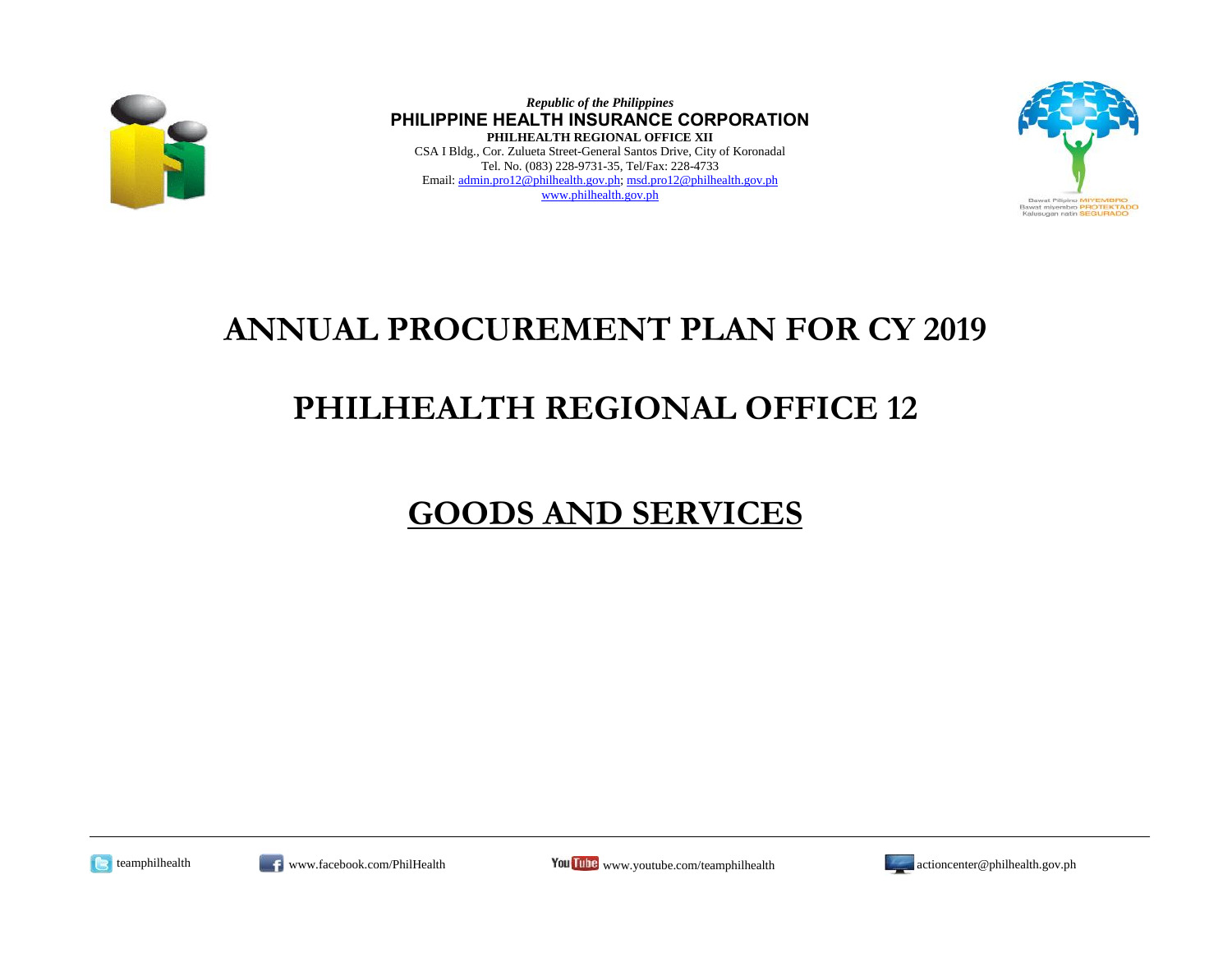*Republic of the Philippines*
**PHILIPPINE HEALTH INSURANCE CORPORATION**
**PHILHEALTH REGIONAL OFFICE XII**
CSA I Bldg., Cor. Zulueta Street-General Santos Drive, City of Koronadal
Tel. No. (083) 228-9731-35, Tel/Fax: 228-4733
Email: admin.pro12@philhealth.gov.ph; msd.pro12@philhealth.gov.ph
www.philhealth.gov.ph

# ANNUAL PROCUREMENT PLAN FOR CY 2019

# PHILHEALTH REGIONAL OFFICE 12

# GOODS AND SERVICES

teamphilhealth www.facebook.com/PhilHealth www.youtube.com/teamphilhealth actioncenter@philhealth.gov.ph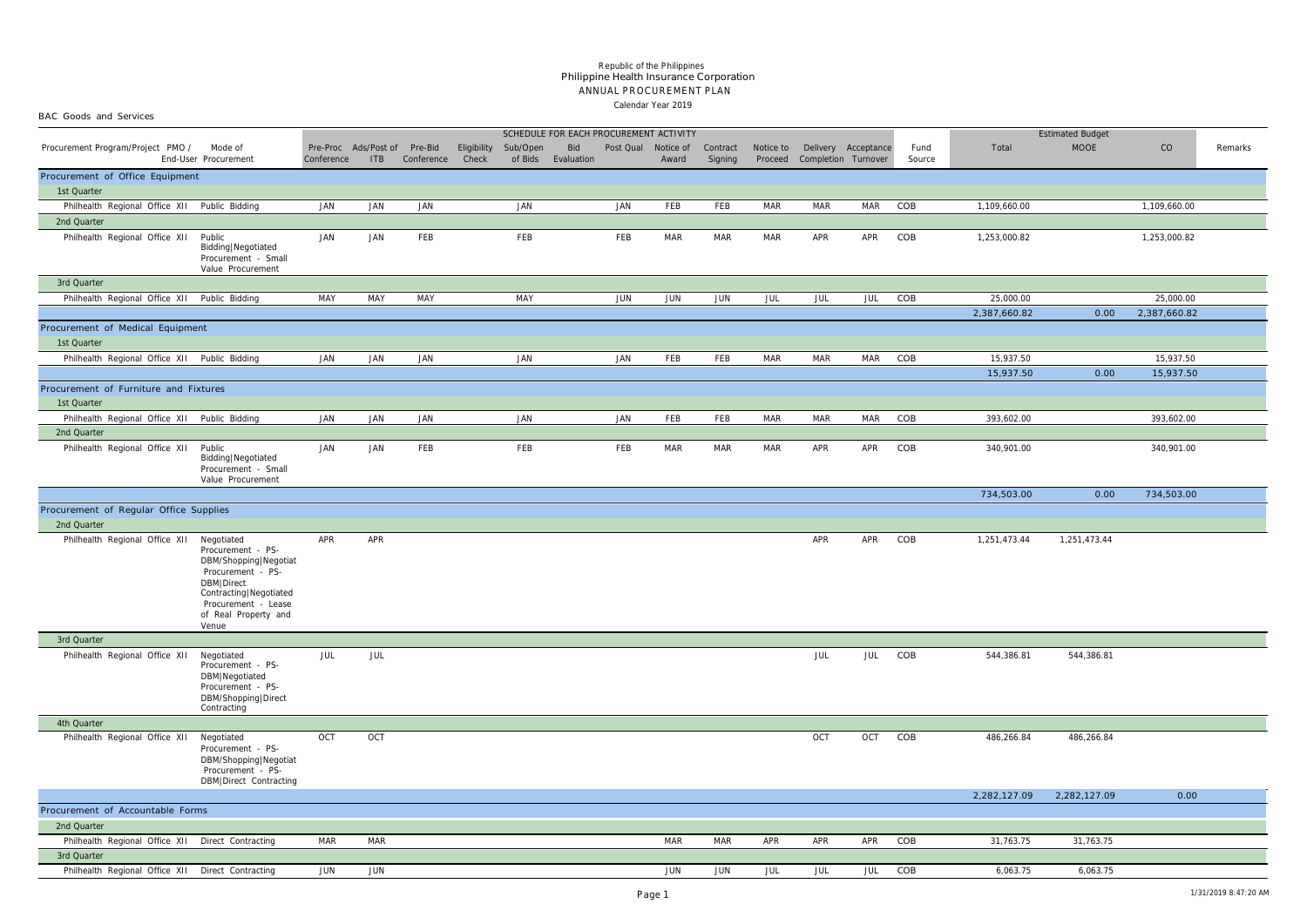Republic of the Philippines
Philippine Health Insurance Corporation
ANNUAL PROCUREMENT PLAN
Calendar Year 2019

BAC Goods and Services

| Procurement Program/Project PMO / End-User | Mode of Procurement | Pre-Proc Conference | Ads/Post of ITB | Pre-Bid Conference | Eligibility Check | Sub/Open of Bids | Bid Evaluation | Post Qual | Notice of Award | Contract Signing | Notice to Proceed | Delivery Completion | Acceptance Turnover | Fund Source | Total | MOOE | CO | Remarks |
|---|---|---|---|---|---|---|---|---|---|---|---|---|---|---|---|---|---|---|
| | | SCHEDULE FOR EACH PROCUREMENT ACTIVITY | | | | | | | | | | | | | Estimated Budget | | | |
| **Procurement of Office Equipment** | | | | | | | | | | | | | | | | | | |
| 1st Quarter | | | | | | | | | | | | | | | | | | |
| Philhealth Regional Office XII | Public Bidding | JAN | JAN | JAN | | JAN | | JAN | FEB | FEB | MAR | MAR | MAR | COB | 1,109,660.00 | | 1,109,660.00 | |
| 2nd Quarter | | | | | | | | | | | | | | | | | | |
| Philhealth Regional Office XII | Public Bidding\|Negotiated Procurement - Small Value Procurement | JAN | JAN | FEB | | FEB | | FEB | MAR | MAR | MAR | APR | APR | COB | 1,253,000.82 | | 1,253,000.82 | |
| 3rd Quarter | | | | | | | | | | | | | | | | | | |
| Philhealth Regional Office XII | Public Bidding | MAY | MAY | MAY | | MAY | | JUN | JUN | JUN | JUL | JUL | JUL | COB | 25,000.00 | | 25,000.00 | |
| | | | | | | | | | | | | | | | 2,387,660.82 | 0.00 | 2,387,660.82 | |
| **Procurement of Medical Equipment** | | | | | | | | | | | | | | | | | | |
| 1st Quarter | | | | | | | | | | | | | | | | | | |
| Philhealth Regional Office XII | Public Bidding | JAN | JAN | JAN | | JAN | | JAN | FEB | FEB | MAR | MAR | MAR | COB | 15,937.50 | | 15,937.50 | |
| | | | | | | | | | | | | | | | 15,937.50 | 0.00 | 15,937.50 | |
| **Procurement of Furniture and Fixtures** | | | | | | | | | | | | | | | | | | |
| 1st Quarter | | | | | | | | | | | | | | | | | | |
| Philhealth Regional Office XII | Public Bidding | JAN | JAN | JAN | | JAN | | JAN | FEB | FEB | MAR | MAR | MAR | COB | 393,602.00 | | 393,602.00 | |
| 2nd Quarter | | | | | | | | | | | | | | | | | | |
| Philhealth Regional Office XII | Public Bidding\|Negotiated Procurement - Small Value Procurement | JAN | JAN | FEB | | FEB | | FEB | MAR | MAR | MAR | APR | APR | COB | 340,901.00 | | 340,901.00 | |
| | | | | | | | | | | | | | | | 734,503.00 | 0.00 | 734,503.00 | |
| **Procurement of Regular Office Supplies** | | | | | | | | | | | | | | | | | | |
| 2nd Quarter | | | | | | | | | | | | | | | | | | |
| Philhealth Regional Office XII | Negotiated Procurement - PS-DBM/Shopping\|Negotiated Procurement - PS-DBM\|Direct Contracting\|Negotiated Procurement - Lease of Real Property and Venue | APR | APR | | | | | | | | | APR | APR | COB | 1,251,473.44 | 1,251,473.44 | | |
| 3rd Quarter | | | | | | | | | | | | | | | | | | |
| Philhealth Regional Office XII | Negotiated Procurement - PS-DBM\|Negotiated Procurement - PS-DBM/Shopping\|Direct Contracting | JUL | JUL | | | | | | | | | JUL | JUL | COB | 544,386.81 | 544,386.81 | | |
| 4th Quarter | | | | | | | | | | | | | | | | | | |
| Philhealth Regional Office XII | Negotiated Procurement - PS-DBM/Shopping\|Negotiated Procurement - PS-DBM\|Direct Contracting | OCT | OCT | | | | | | | | | OCT | OCT | COB | 486,266.84 | 486,266.84 | | |
| | | | | | | | | | | | | | | | 2,282,127.09 | 2,282,127.09 | 0.00 | |
| **Procurement of Accountable Forms** | | | | | | | | | | | | | | | | | | |
| 2nd Quarter | | | | | | | | | | | | | | | | | | |
| Philhealth Regional Office XII | Direct Contracting | MAR | MAR | | | | | | MAR | MAR | APR | APR | APR | COB | 31,763.75 | 31,763.75 | | |
| 3rd Quarter | | | | | | | | | | | | | | | | | | |
| Philhealth Regional Office XII | Direct Contracting | JUN | JUN | | | | | | JUN | JUN | JUL | JUL | JUL | COB | 6,063.75 | 6,063.75 | | |

1/31/2019 8:47:20 AM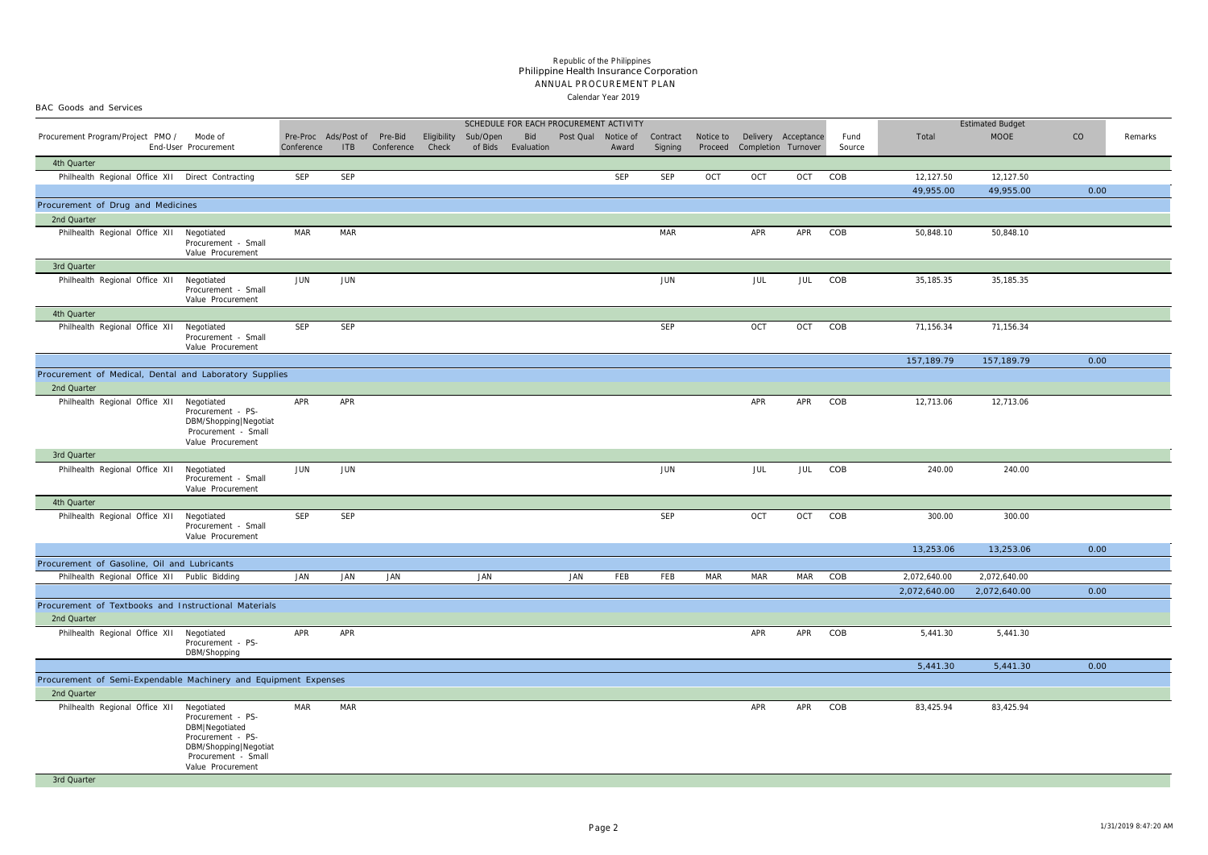Republic of the Philippines
Philippine Health Insurance Corporation
ANNUAL PROCUREMENT PLAN
Calendar Year 2019

BAC Goods and Services

| Procurement Program/Project PMO / End-User | Mode of Procurement | Pre-Proc Conference | Ads/Post of ITB | Pre-Bid Conference | Eligibility Check | Sub/Open of Bids | Bid Evaluation | Post Qual | Notice of Award | Contract Signing | Notice to Proceed | Delivery Completion | Acceptance Turnover | Fund Source | Total | MOOE | CO | Remarks |
|---|---|---|---|---|---|---|---|---|---|---|---|---|---|---|---|---|---|---|
| | | SCHEDULE FOR EACH PROCUREMENT ACTIVITY | | | | | | | | | | | | | Estimated Budget | | | |
| 4th Quarter | | | | | | | | | | | | | | | | | | |
| Philhealth Regional Office XII | Direct Contracting | SEP | SEP | | | | | | SEP | SEP | OCT | OCT | OCT | COB | 12,127.50 | 12,127.50 | | |
| | | | | | | | | | | | | | | | 49,955.00 | 49,955.00 | 0.00 | |
| Procurement of Drug and Medicines | | | | | | | | | | | | | | | | | | |
| 2nd Quarter | | | | | | | | | | | | | | | | | | |
| Philhealth Regional Office XII | Negotiated Procurement - Small Value Procurement | MAR | MAR | | | | | | | MAR | | APR | APR | COB | 50,848.10 | 50,848.10 | | |
| 3rd Quarter | | | | | | | | | | | | | | | | | | |
| Philhealth Regional Office XII | Negotiated Procurement - Small Value Procurement | JUN | JUN | | | | | | | JUN | | JUL | JUL | COB | 35,185.35 | 35,185.35 | | |
| 4th Quarter | | | | | | | | | | | | | | | | | | |
| Philhealth Regional Office XII | Negotiated Procurement - Small Value Procurement | SEP | SEP | | | | | | | SEP | | OCT | OCT | COB | 71,156.34 | 71,156.34 | | |
| | | | | | | | | | | | | | | | 157,189.79 | 157,189.79 | 0.00 | |
| Procurement of Medical, Dental and Laboratory Supplies | | | | | | | | | | | | | | | | | | |
| 2nd Quarter | | | | | | | | | | | | | | | | | | |
| Philhealth Regional Office XII | Negotiated Procurement - PS-DBM/Shopping\|Negotiated Procurement - Small Value Procurement | APR | APR | | | | | | | | | APR | APR | COB | 12,713.06 | 12,713.06 | | |
| 3rd Quarter | | | | | | | | | | | | | | | | | | |
| Philhealth Regional Office XII | Negotiated Procurement - Small Value Procurement | JUN | JUN | | | | | | | JUN | | JUL | JUL | COB | 240.00 | 240.00 | | |
| 4th Quarter | | | | | | | | | | | | | | | | | | |
| Philhealth Regional Office XII | Negotiated Procurement - Small Value Procurement | SEP | SEP | | | | | | | SEP | | OCT | OCT | COB | 300.00 | 300.00 | | |
| | | | | | | | | | | | | | | | 13,253.06 | 13,253.06 | 0.00 | |
| Procurement of Gasoline, Oil and Lubricants | | | | | | | | | | | | | | | | | | |
| Philhealth Regional Office XII | Public Bidding | JAN | JAN | JAN | | JAN | | JAN | FEB | FEB | MAR | MAR | MAR | COB | 2,072,640.00 | 2,072,640.00 | | |
| | | | | | | | | | | | | | | | 2,072,640.00 | 2,072,640.00 | 0.00 | |
| Procurement of Textbooks and Instructional Materials | | | | | | | | | | | | | | | | | | |
| 2nd Quarter | | | | | | | | | | | | | | | | | | |
| Philhealth Regional Office XII | Negotiated Procurement - PS-DBM/Shopping | APR | APR | | | | | | | | | APR | APR | COB | 5,441.30 | 5,441.30 | | |
| | | | | | | | | | | | | | | | 5,441.30 | 5,441.30 | 0.00 | |
| Procurement of Semi-Expendable Machinery and Equipment Expenses | | | | | | | | | | | | | | | | | | |
| 2nd Quarter | | | | | | | | | | | | | | | | | | |
| Philhealth Regional Office XII | Negotiated Procurement - PS-DBM\|Negotiated Procurement - PS-DBM/Shopping\|Negotiated Procurement - Small Value Procurement | MAR | MAR | | | | | | | | | APR | APR | COB | 83,425.94 | 83,425.94 | | |
| 3rd Quarter | | | | | | | | | | | | | | | | | | |

1/31/2019 8:47:20 AM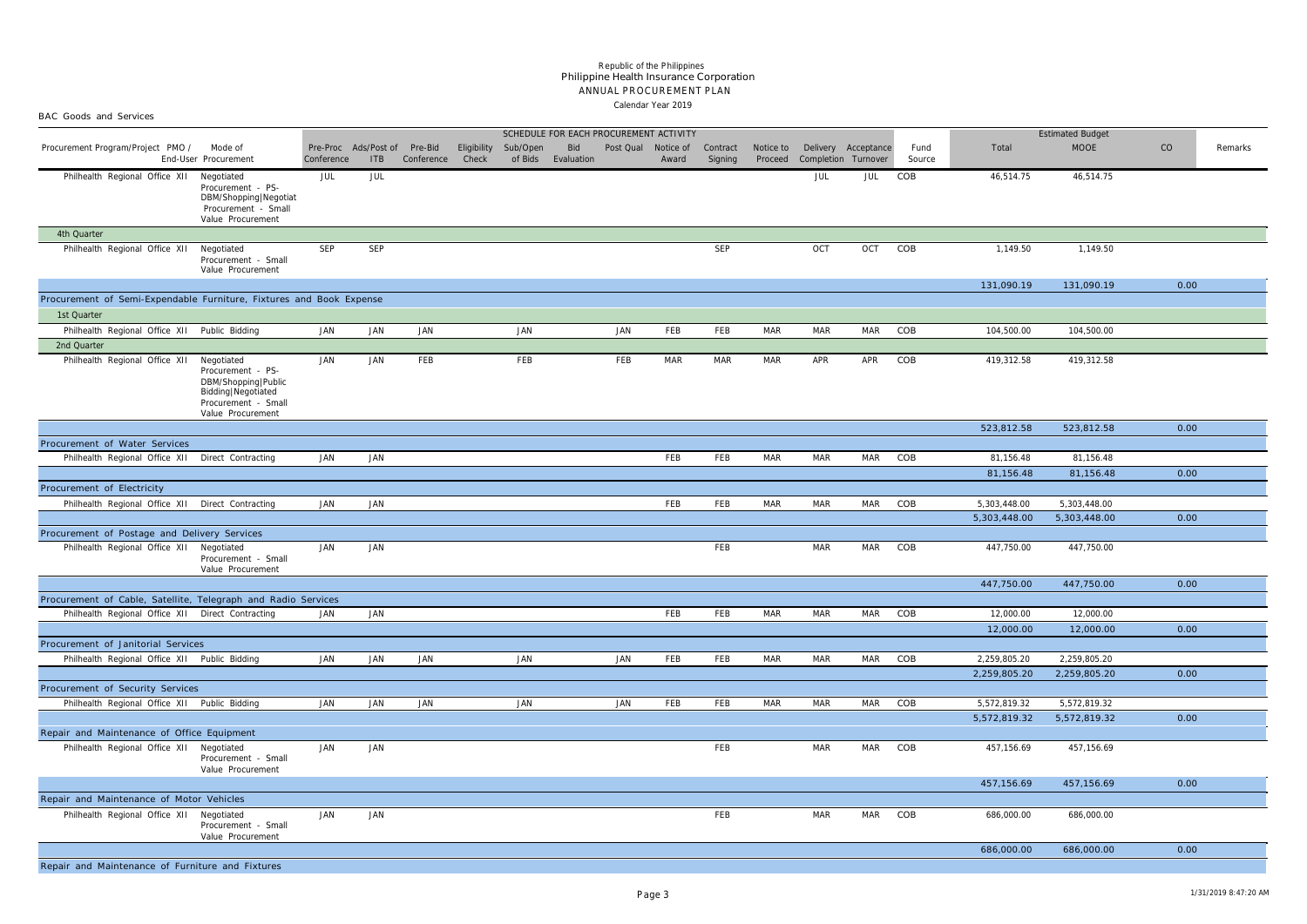Republic of the Philippines
Philippine Health Insurance Corporation
ANNUAL PROCUREMENT PLAN
Calendar Year 2019

BAC Goods and Services

| Procurement Program/Project | PMO / End-User | Mode of Procurement | Pre-Proc Conference | Ads/Post of ITB | Pre-Bid Conference | Eligibility Check | Sub/Open of Bids | Bid Evaluation | Post Qual | Notice of Award | Contract Signing | Notice to Proceed | Delivery Completion | Acceptance Turnover | Fund Source | Total | MOOE | CO | Remarks |
|---|---|---|---|---|---|---|---|---|---|---|---|---|---|---|---|---|---|---|---|
| | | | SCHEDULE FOR EACH PROCUREMENT ACTIVITY | | | | | | | | | | | | | Estimated Budget | | | |
| | Philhealth Regional Office XII | Negotiated Procurement - PS-DBM/Shopping\|Negotiated Procurement - Small Value Procurement | JUL | JUL | | | | | | | | | JUL | JUL | COB | 46,514.75 | 46,514.75 | | |
| 4th Quarter | | | | | | | | | | | | | | | | | | | |
| | Philhealth Regional Office XII | Negotiated Procurement - Small Value Procurement | SEP | SEP | | | | | | | SEP | | OCT | OCT | COB | 1,149.50 | 1,149.50 | | |
| | | | | | | | | | | | | | | | | 131,090.19 | 131,090.19 | 0.00 | |
| Procurement of Semi-Expendable Furniture, Fixtures and Book Expense | | | | | | | | | | | | | | | | | | | |
| 1st Quarter | | | | | | | | | | | | | | | | | | | |
| | Philhealth Regional Office XII | Public Bidding | JAN | JAN | JAN | | JAN | | JAN | FEB | FEB | MAR | MAR | MAR | COB | 104,500.00 | 104,500.00 | | |
| 2nd Quarter | | | | | | | | | | | | | | | | | | | |
| | Philhealth Regional Office XII | Negotiated Procurement - PS-DBM/Shopping\|Public Bidding\|Negotiated Procurement - Small Value Procurement | JAN | JAN | FEB | | FEB | | FEB | MAR | MAR | MAR | APR | APR | COB | 419,312.58 | 419,312.58 | | |
| | | | | | | | | | | | | | | | | 523,812.58 | 523,812.58 | 0.00 | |
| Procurement of Water Services | | | | | | | | | | | | | | | | | | | |
| | Philhealth Regional Office XII | Direct Contracting | JAN | JAN | | | | | | FEB | FEB | MAR | MAR | MAR | COB | 81,156.48 | 81,156.48 | | |
| | | | | | | | | | | | | | | | | 81,156.48 | 81,156.48 | 0.00 | |
| Procurement of Electricity | | | | | | | | | | | | | | | | | | | |
| | Philhealth Regional Office XII | Direct Contracting | JAN | JAN | | | | | | FEB | FEB | MAR | MAR | MAR | COB | 5,303,448.00 | 5,303,448.00 | | |
| | | | | | | | | | | | | | | | | 5,303,448.00 | 5,303,448.00 | 0.00 | |
| Procurement of Postage and Delivery Services | | | | | | | | | | | | | | | | | | | |
| | Philhealth Regional Office XII | Negotiated Procurement - Small Value Procurement | JAN | JAN | | | | | | | FEB | | MAR | MAR | COB | 447,750.00 | 447,750.00 | | |
| | | | | | | | | | | | | | | | | 447,750.00 | 447,750.00 | 0.00 | |
| Procurement of Cable, Satellite, Telegraph and Radio Services | | | | | | | | | | | | | | | | | | | |
| | Philhealth Regional Office XII | Direct Contracting | JAN | JAN | | | | | | FEB | FEB | MAR | MAR | MAR | COB | 12,000.00 | 12,000.00 | | |
| | | | | | | | | | | | | | | | | 12,000.00 | 12,000.00 | 0.00 | |
| Procurement of Janitorial Services | | | | | | | | | | | | | | | | | | | |
| | Philhealth Regional Office XII | Public Bidding | JAN | JAN | JAN | | JAN | | JAN | FEB | FEB | MAR | MAR | MAR | COB | 2,259,805.20 | 2,259,805.20 | | |
| | | | | | | | | | | | | | | | | 2,259,805.20 | 2,259,805.20 | 0.00 | |
| Procurement of Security Services | | | | | | | | | | | | | | | | | | | |
| | Philhealth Regional Office XII | Public Bidding | JAN | JAN | JAN | | JAN | | JAN | FEB | FEB | MAR | MAR | MAR | COB | 5,572,819.32 | 5,572,819.32 | | |
| | | | | | | | | | | | | | | | | 5,572,819.32 | 5,572,819.32 | 0.00 | |
| Repair and Maintenance of Office Equipment | | | | | | | | | | | | | | | | | | | |
| | Philhealth Regional Office XII | Negotiated Procurement - Small Value Procurement | JAN | JAN | | | | | | | FEB | | MAR | MAR | COB | 457,156.69 | 457,156.69 | | |
| | | | | | | | | | | | | | | | | 457,156.69 | 457,156.69 | 0.00 | |
| Repair and Maintenance of Motor Vehicles | | | | | | | | | | | | | | | | | | | |
| | Philhealth Regional Office XII | Negotiated Procurement - Small Value Procurement | JAN | JAN | | | | | | | FEB | | MAR | MAR | COB | 686,000.00 | 686,000.00 | | |
| | | | | | | | | | | | | | | | | 686,000.00 | 686,000.00 | 0.00 | |
| Repair and Maintenance of Furniture and Fixtures | | | | | | | | | | | | | | | | | | | |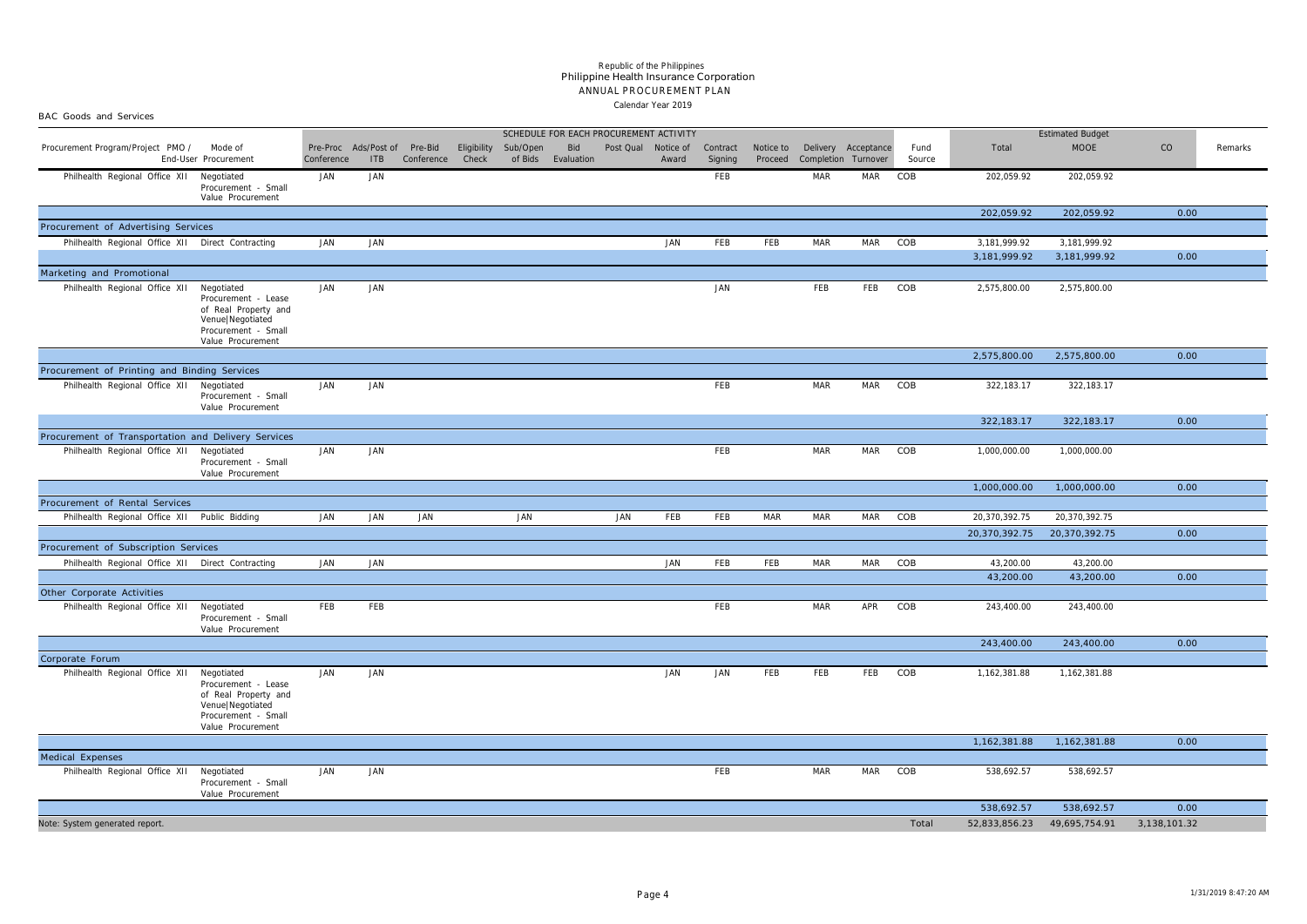Republic of the Philippines
Philippine Health Insurance Corporation
ANNUAL PROCUREMENT PLAN
Calendar Year 2019

BAC Goods and Services

| Procurement Program/Project PMO / End-User | Mode of Procurement | Pre-Proc Conference | Ads/Post of ITB | Pre-Bid Conference | Eligibility Check | Sub/Open of Bids | Bid Evaluation | Post Qual | Notice of Award | Contract Signing | Notice to Proceed | Delivery Completion | Acceptance Turnover | Fund Source | Total | MOOE | CO | Remarks |
|---|---|---|---|---|---|---|---|---|---|---|---|---|---|---|---|---|---|---|
| | | SCHEDULE FOR EACH PROCUREMENT ACTIVITY | | | | | | | | | | | | | Estimated Budget | | | |
| Philhealth Regional Office XII | Negotiated Procurement - Small Value Procurement | JAN | JAN | | | | | | | FEB | | MAR | MAR | COB | 202,059.92 | 202,059.92 | | |
| | | | | | | | | | | | | | | | 202,059.92 | 202,059.92 | 0.00 | |
| Procurement of Advertising Services | | | | | | | | | | | | | | | | | | |
| Philhealth Regional Office XII | Direct Contracting | JAN | JAN | | | | | | JAN | FEB | FEB | MAR | MAR | COB | 3,181,999.92 | 3,181,999.92 | | |
| | | | | | | | | | | | | | | | 3,181,999.92 | 3,181,999.92 | 0.00 | |
| Marketing and Promotional | | | | | | | | | | | | | | | | | | |
| Philhealth Regional Office XII | Negotiated Procurement - Lease of Real Property and Venue\|Negotiated Procurement - Small Value Procurement | JAN | JAN | | | | | | | JAN | | FEB | FEB | COB | 2,575,800.00 | 2,575,800.00 | | |
| | | | | | | | | | | | | | | | 2,575,800.00 | 2,575,800.00 | 0.00 | |
| Procurement of Printing and Binding Services | | | | | | | | | | | | | | | | | | |
| Philhealth Regional Office XII | Negotiated Procurement - Small Value Procurement | JAN | JAN | | | | | | | FEB | | MAR | MAR | COB | 322,183.17 | 322,183.17 | | |
| | | | | | | | | | | | | | | | 322,183.17 | 322,183.17 | 0.00 | |
| Procurement of Transportation and Delivery Services | | | | | | | | | | | | | | | | | | |
| Philhealth Regional Office XII | Negotiated Procurement - Small Value Procurement | JAN | JAN | | | | | | | FEB | | MAR | MAR | COB | 1,000,000.00 | 1,000,000.00 | | |
| | | | | | | | | | | | | | | | 1,000,000.00 | 1,000,000.00 | 0.00 | |
| Procurement of Rental Services | | | | | | | | | | | | | | | | | | |
| Philhealth Regional Office XII | Public Bidding | JAN | JAN | JAN | | JAN | | JAN | FEB | FEB | MAR | MAR | MAR | COB | 20,370,392.75 | 20,370,392.75 | | |
| | | | | | | | | | | | | | | | 20,370,392.75 | 20,370,392.75 | 0.00 | |
| Procurement of Subscription Services | | | | | | | | | | | | | | | | | | |
| Philhealth Regional Office XII | Direct Contracting | JAN | JAN | | | | | | JAN | FEB | FEB | MAR | MAR | COB | 43,200.00 | 43,200.00 | | |
| | | | | | | | | | | | | | | | 43,200.00 | 43,200.00 | 0.00 | |
| Other Corporate Activities | | | | | | | | | | | | | | | | | | |
| Philhealth Regional Office XII | Negotiated Procurement - Small Value Procurement | FEB | FEB | | | | | | | FEB | | MAR | APR | COB | 243,400.00 | 243,400.00 | | |
| | | | | | | | | | | | | | | | 243,400.00 | 243,400.00 | 0.00 | |
| Corporate Forum | | | | | | | | | | | | | | | | | | |
| Philhealth Regional Office XII | Negotiated Procurement - Lease of Real Property and Venue\|Negotiated Procurement - Small Value Procurement | JAN | JAN | | | | | | JAN | JAN | FEB | FEB | FEB | COB | 1,162,381.88 | 1,162,381.88 | | |
| | | | | | | | | | | | | | | | 1,162,381.88 | 1,162,381.88 | 0.00 | |
| Medical Expenses | | | | | | | | | | | | | | | | | | |
| Philhealth Regional Office XII | Negotiated Procurement - Small Value Procurement | JAN | JAN | | | | | | | FEB | | MAR | MAR | COB | 538,692.57 | 538,692.57 | | |
| | | | | | | | | | | | | | | | 538,692.57 | 538,692.57 | 0.00 | |
| Note: System generated report. | | | | | | | | | | | | | | Total | 52,833,856.23 | 49,695,754.91 | 3,138,101.32 | |

1/31/2019 8:47:20 AM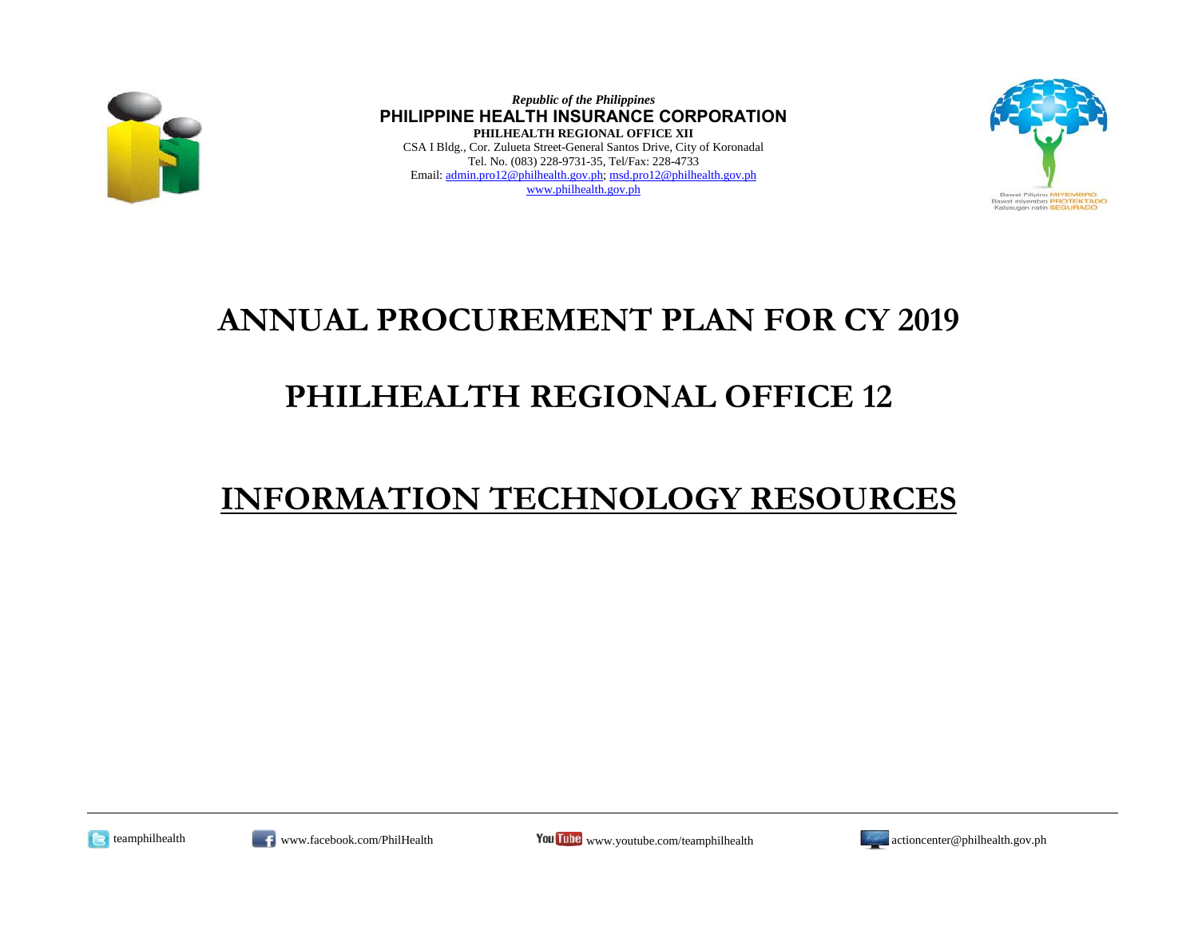*Republic of the Philippines*

**PHILIPPINE HEALTH INSURANCE CORPORATION**

**PHILHEALTH REGIONAL OFFICE XII**

CSA I Bldg., Cor. Zulueta Street-General Santos Drive, City of Koronadal

Tel. No. (083) 228-9731-35, Tel/Fax: 228-4733

Email: admin.pro12@philhealth.gov.ph; msd.pro12@philhealth.gov.ph

www.philhealth.gov.ph

# ANNUAL PROCUREMENT PLAN FOR CY 2019

# PHILHEALTH REGIONAL OFFICE 12

# INFORMATION TECHNOLOGY RESOURCES

teamphilhealth www.facebook.com/PhilHealth www.youtube.com/teamphilhealth actioncenter@philhealth.gov.ph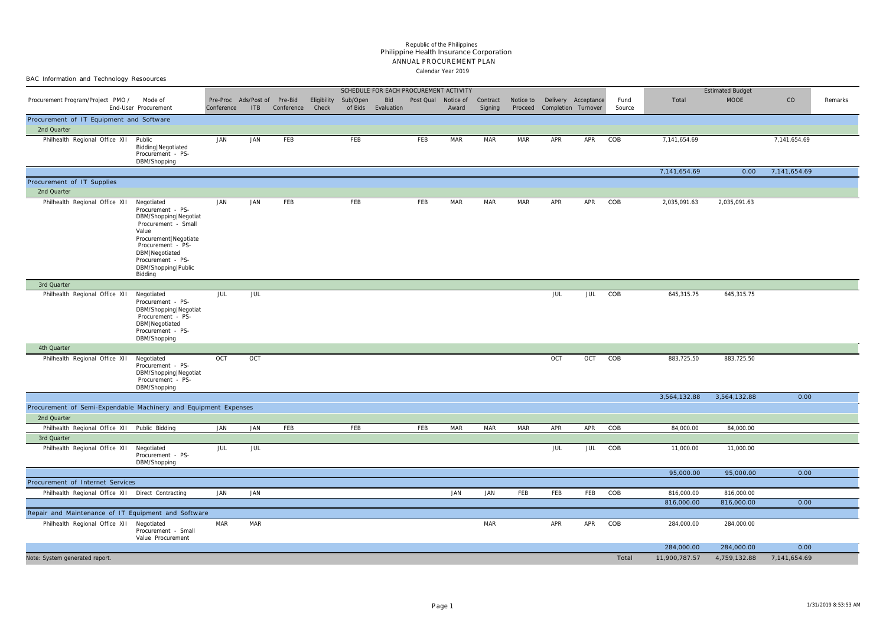Republic of the Philippines
Philippine Health Insurance Corporation
ANNUAL PROCUREMENT PLAN
Calendar Year 2019

BAC Information and Technology Resoources

| Procurement Program/Project PMO / End-User | Mode of Procurement | SCHEDULE FOR EACH PROCUREMENT ACTIVITY | | | | | | | | | | | | Fund Source | Estimated Budget | | | Remarks |
|---|---|---|---|---|---|---|---|---|---|---|---|---|---|---|---|---|---|---|
| | | Pre-Proc Conference | Ads/Post of ITB | Pre-Bid Conference | Eligibility Check | Sub/Open of Bids | Bid Evaluation | Post Qual | Notice of Award | Contract Signing | Notice to Proceed | Delivery Completion | Acceptance Turnover | | Total | MOOE | CO | |
| **Procurement of IT Equipment and Software** | | | | | | | | | | | | | | | | | | |
| 2nd Quarter | | | | | | | | | | | | | | | | | | |
| Philhealth Regional Office XII | Public Bidding\|Negotiated Procurement - PS-DBM/Shopping | JAN | JAN | FEB | | FEB | | FEB | MAR | MAR | MAR | APR | APR | COB | 7,141,654.69 | | 7,141,654.69 | |
| | | | | | | | | | | | | | | | 7,141,654.69 | 0.00 | 7,141,654.69 | |
| **Procurement of IT Supplies** | | | | | | | | | | | | | | | | | | |
| 2nd Quarter | | | | | | | | | | | | | | | | | | |
| Philhealth Regional Office XII | Negotiated Procurement - PS-DBM/Shopping\|Negotiat Procurement - Small Value Procurement\|Negotiate Procurement - PS-DBM\|Negotiated Procurement - PS-DBM/Shopping\|Public Bidding | JAN | JAN | FEB | | FEB | | FEB | MAR | MAR | MAR | APR | APR | COB | 2,035,091.63 | 2,035,091.63 | | |
| 3rd Quarter | | | | | | | | | | | | | | | | | | |
| Philhealth Regional Office XII | Negotiated Procurement - PS-DBM/Shopping\|Negotiat Procurement - PS-DBM\|Negotiated Procurement - PS-DBM/Shopping | JUL | JUL | | | | | | | | | JUL | JUL | COB | 645,315.75 | 645,315.75 | | |
| 4th Quarter | | | | | | | | | | | | | | | | | | |
| Philhealth Regional Office XII | Negotiated Procurement - PS-DBM/Shopping\|Negotiat Procurement - PS-DBM/Shopping | OCT | OCT | | | | | | | | | OCT | OCT | COB | 883,725.50 | 883,725.50 | | |
| | | | | | | | | | | | | | | | 3,564,132.88 | 3,564,132.88 | 0.00 | |
| **Procurement of Semi-Expendable Machinery and Equipment Expenses** | | | | | | | | | | | | | | | | | | |
| 2nd Quarter | | | | | | | | | | | | | | | | | | |
| Philhealth Regional Office XII | Public Bidding | JAN | JAN | FEB | | FEB | | FEB | MAR | MAR | MAR | APR | APR | COB | 84,000.00 | 84,000.00 | | |
| 3rd Quarter | | | | | | | | | | | | | | | | | | |
| Philhealth Regional Office XII | Negotiated Procurement - PS-DBM/Shopping | JUL | JUL | | | | | | | | | JUL | JUL | COB | 11,000.00 | 11,000.00 | | |
| | | | | | | | | | | | | | | | 95,000.00 | 95,000.00 | 0.00 | |
| **Procurement of Internet Services** | | | | | | | | | | | | | | | | | | |
| Philhealth Regional Office XII | Direct Contracting | JAN | JAN | | | | | | JAN | JAN | FEB | FEB | FEB | COB | 816,000.00 | 816,000.00 | | |
| | | | | | | | | | | | | | | | 816,000.00 | 816,000.00 | 0.00 | |
| **Repair and Maintenance of IT Equipment and Software** | | | | | | | | | | | | | | | | | | |
| Philhealth Regional Office XII | Negotiated Procurement - Small Value Procurement | MAR | MAR | | | | | | | MAR | | APR | APR | COB | 284,000.00 | 284,000.00 | | |
| | | | | | | | | | | | | | | | 284,000.00 | 284,000.00 | 0.00 | |
| Note: System generated report. | | | | | | | | | | | | | | Total | 11,900,787.57 | 4,759,132.88 | 7,141,654.69 | |